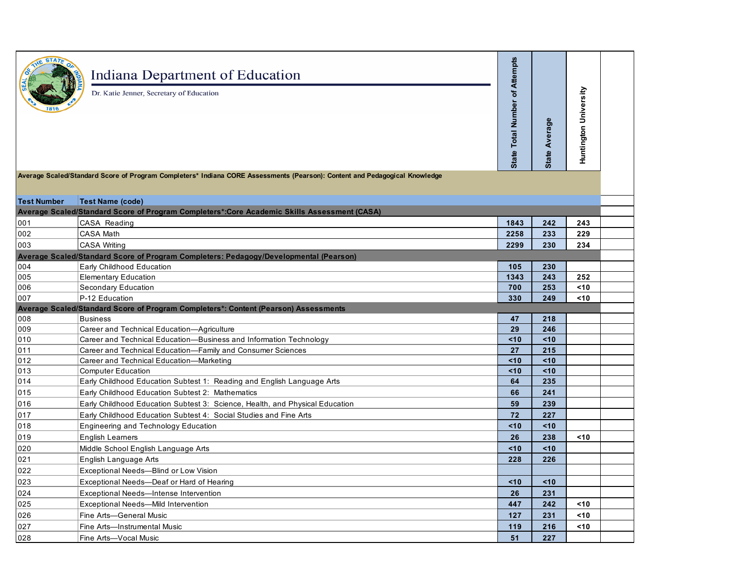# Indiana Department of Education

Dr. Katie Jenner, Secretary of Education

| Test Number | Test Name (code) | State Total Number of Attempts | State Average | Huntington University |
|---|---|---|---|---|
| **Average Scaled/Standard Score of Program Completers* Indiana CORE Assessments (Pearson): Content and Pedagogical Knowledge** | | | | |
| **Average Scaled/Standard Score of Program Completers*:Core Academic Skills Assessment (CASA)** | | | | |
| 001 | CASA Reading | 1843 | 242 | 243 |
| 002 | CASA Math | 2258 | 233 | 229 |
| 003 | CASA Writing | 2299 | 230 | 234 |
| **Average Scaled/Standard Score of Program Completers: Pedagogy/Developmental (Pearson)** | | | | |
| 004 | Early Childhood Education | 105 | 230 | |
| 005 | Elementary Education | 1343 | 243 | 252 |
| 006 | Secondary Education | 700 | 253 | <10 |
| 007 | P-12 Education | 330 | 249 | <10 |
| **Average Scaled/Standard Score of Program Completers*: Content (Pearson) Assessments** | | | | |
| 008 | Business | 47 | 218 | |
| 009 | Career and Technical Education—Agriculture | 29 | 246 | |
| 010 | Career and Technical Education—Business and Information Technology | <10 | <10 | |
| 011 | Career and Technical Education—Family and Consumer Sciences | 27 | 215 | |
| 012 | Career and Technical Education—Marketing | <10 | <10 | |
| 013 | Computer Education | <10 | <10 | |
| 014 | Early Childhood Education Subtest 1: Reading and English Language Arts | 64 | 235 | |
| 015 | Early Childhood Education Subtest 2: Mathematics | 66 | 241 | |
| 016 | Early Childhood Education Subtest 3: Science, Health, and Physical Education | 59 | 239 | |
| 017 | Early Childhood Education Subtest 4: Social Studies and Fine Arts | 72 | 227 | |
| 018 | Engineering and Technology Education | <10 | <10 | |
| 019 | English Learners | 26 | 238 | <10 |
| 020 | Middle School English Language Arts | <10 | <10 | |
| 021 | English Language Arts | 228 | 226 | |
| 022 | Exceptional Needs—Blind or Low Vision | | | |
| 023 | Exceptional Needs—Deaf or Hard of Hearing | <10 | <10 | |
| 024 | Exceptional Needs—Intense Intervention | 26 | 231 | |
| 025 | Exceptional Needs—Mild Intervention | 447 | 242 | <10 |
| 026 | Fine Arts—General Music | 127 | 231 | <10 |
| 027 | Fine Arts—Instrumental Music | 119 | 216 | <10 |
| 028 | Fine Arts—Vocal Music | 51 | 227 | |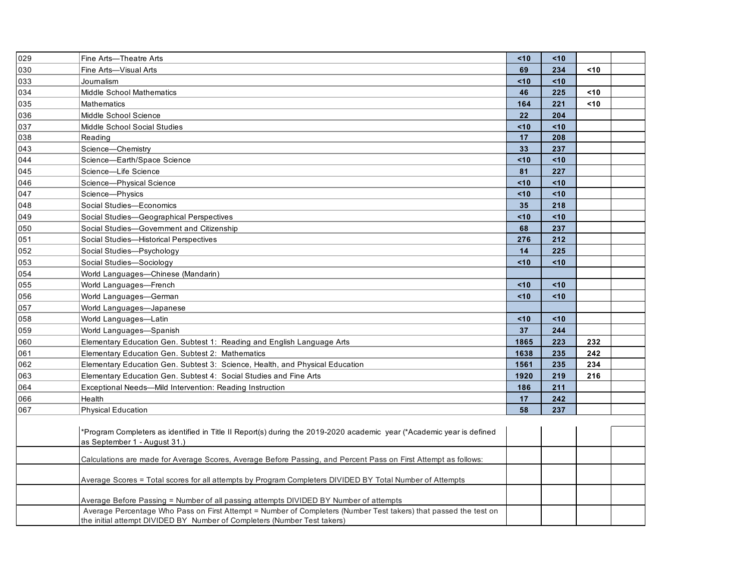| | | | | | |
|---|---|---|---|---|---|
| 029 | Fine Arts—Theatre Arts | <10 | <10 | | |
| 030 | Fine Arts—Visual Arts | 69 | 234 | <10 | |
| 033 | Journalism | <10 | <10 | | |
| 034 | Middle School Mathematics | 46 | 225 | <10 | |
| 035 | Mathematics | 164 | 221 | <10 | |
| 036 | Middle School Science | 22 | 204 | | |
| 037 | Middle School Social Studies | <10 | <10 | | |
| 038 | Reading | 17 | 208 | | |
| 043 | Science—Chemistry | 33 | 237 | | |
| 044 | Science—Earth/Space Science | <10 | <10 | | |
| 045 | Science—Life Science | 81 | 227 | | |
| 046 | Science—Physical Science | <10 | <10 | | |
| 047 | Science—Physics | <10 | <10 | | |
| 048 | Social Studies—Economics | 35 | 218 | | |
| 049 | Social Studies—Geographical Perspectives | <10 | <10 | | |
| 050 | Social Studies—Government and Citizenship | 68 | 237 | | |
| 051 | Social Studies—Historical Perspectives | 276 | 212 | | |
| 052 | Social Studies—Psychology | 14 | 225 | | |
| 053 | Social Studies—Sociology | <10 | <10 | | |
| 054 | World Languages—Chinese (Mandarin) | | | | |
| 055 | World Languages—French | <10 | <10 | | |
| 056 | World Languages—German | <10 | <10 | | |
| 057 | World Languages—Japanese | | | | |
| 058 | World Languages—Latin | <10 | <10 | | |
| 059 | World Languages—Spanish | 37 | 244 | | |
| 060 | Elementary Education Gen. Subtest 1: Reading and English Language Arts | 1865 | 223 | 232 | |
| 061 | Elementary Education Gen. Subtest 2: Mathematics | 1638 | 235 | 242 | |
| 062 | Elementary Education Gen. Subtest 3: Science, Health, and Physical Education | 1561 | 235 | 234 | |
| 063 | Elementary Education Gen. Subtest 4: Social Studies and Fine Arts | 1920 | 219 | 216 | |
| 064 | Exceptional Needs—Mild Intervention: Reading Instruction | 186 | 211 | | |
| 066 | Health | 17 | 242 | | |
| 067 | Physical Education | 58 | 237 | | |

*Program Completers as identified in Title II Report(s) during the 2019-2020 academic year (*Academic year is defined as September 1 - August 31.)

Calculations are made for Average Scores, Average Before Passing, and Percent Pass on First Attempt as follows:

Average Scores = Total scores for all attempts by Program Completers DIVIDED BY Total Number of Attempts

Average Before Passing = Number of all passing attempts DIVIDED BY Number of attempts

Average Percentage Who Pass on First Attempt = Number of Completers (Number Test takers) that passed the test on the initial attempt DIVIDED BY Number of Completers (Number Test takers)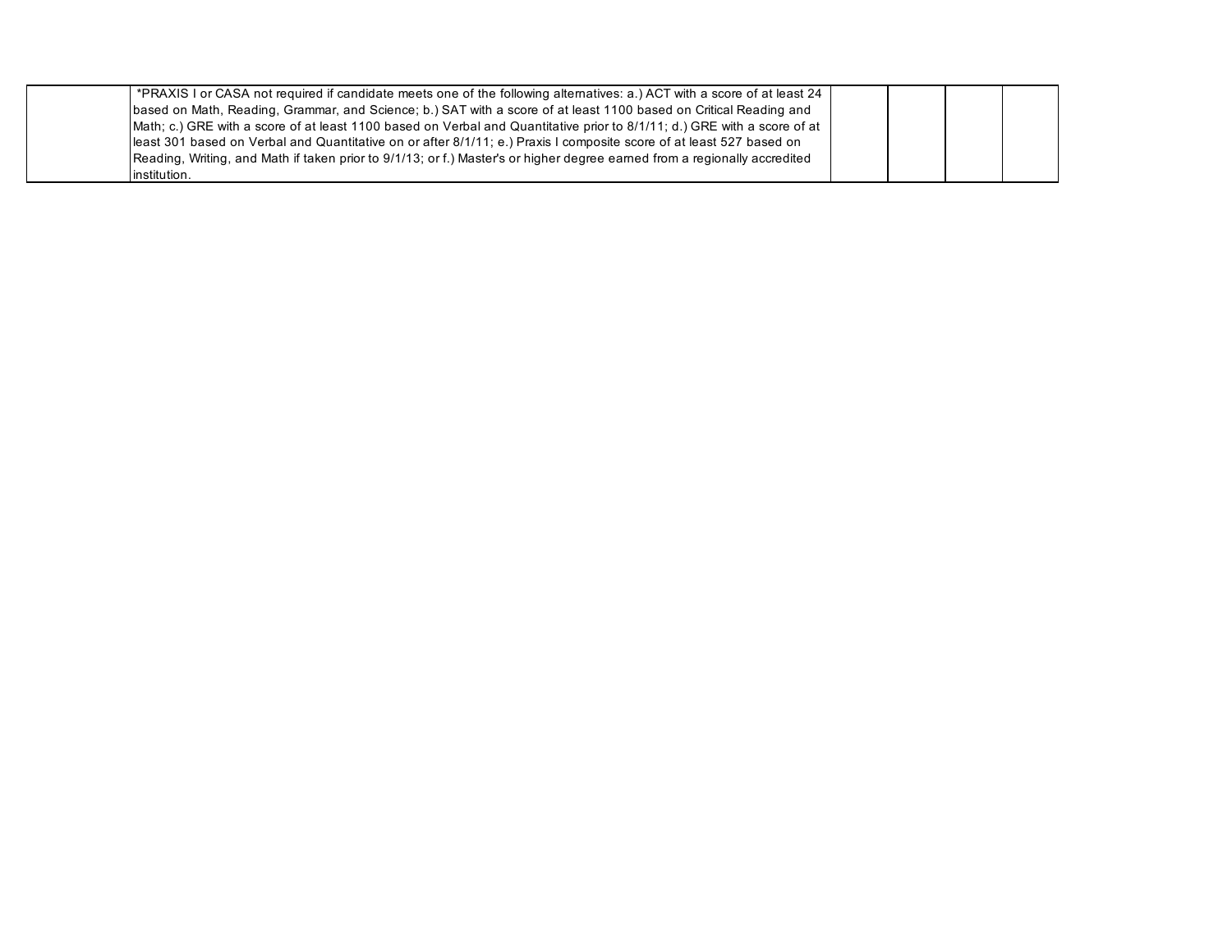| | | | | | |
|---|---|---|---|---|---|
| | *PRAXIS I or CASA not required if candidate meets one of the following alternatives: a.) ACT with a score of at least 24 based on Math, Reading, Grammar, and Science; b.) SAT with a score of at least 1100 based on Critical Reading and Math; c.) GRE with a score of at least 1100 based on Verbal and Quantitative prior to 8/1/11; d.) GRE with a score of at least 301 based on Verbal and Quantitative on or after 8/1/11; e.) Praxis I composite score of at least 527 based on Reading, Writing, and Math if taken prior to 9/1/13; or f.) Master's or higher degree earned from a regionally accredited institution. | | | | |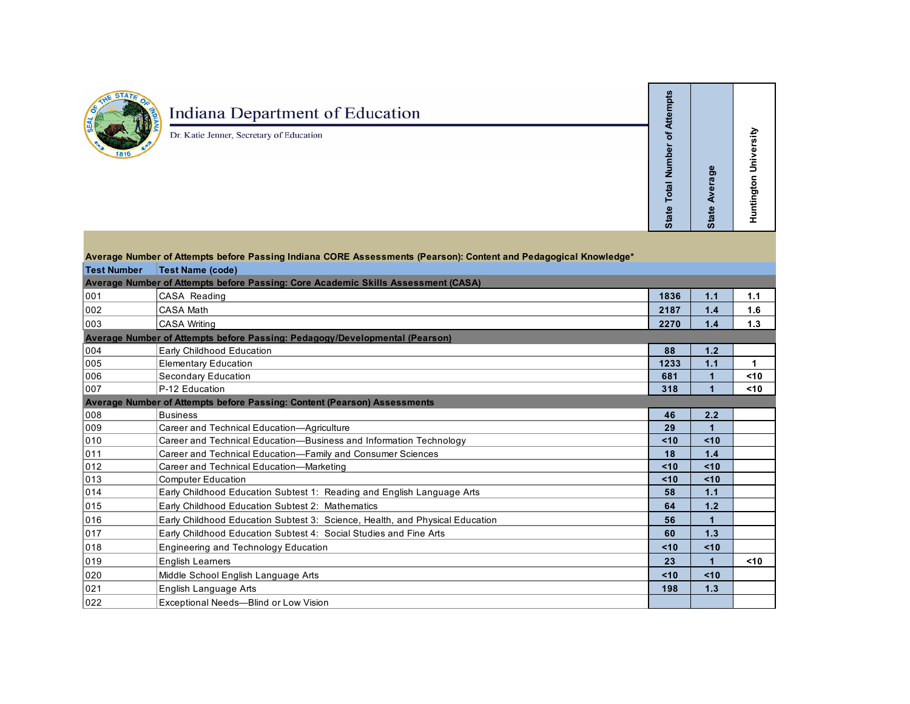# Indiana Department of Education

Dr. Katie Jenner, Secretary of Education

**Average Number of Attempts before Passing Indiana CORE Assessments (Pearson): Content and Pedagogical Knowledge***

| Test Number | Test Name (code) | State Total Number of Attempts | State Average | Huntington University |
|---|---|---|---|---|
| **Average Number of Attempts before Passing: Core Academic Skills Assessment (CASA)** | | | | |
| 001 | CASA Reading | 1836 | 1.1 | 1.1 |
| 002 | CASA Math | 2187 | 1.4 | 1.6 |
| 003 | CASA Writing | 2270 | 1.4 | 1.3 |
| **Average Number of Attempts before Passing: Pedagogy/Developmental (Pearson)** | | | | |
| 004 | Early Childhood Education | 88 | 1.2 | |
| 005 | Elementary Education | 1233 | 1.1 | 1 |
| 006 | Secondary Education | 681 | 1 | <10 |
| 007 | P-12 Education | 318 | 1 | <10 |
| **Average Number of Attempts before Passing: Content (Pearson) Assessments** | | | | |
| 008 | Business | 46 | 2.2 | |
| 009 | Career and Technical Education—Agriculture | 29 | 1 | |
| 010 | Career and Technical Education—Business and Information Technology | <10 | <10 | |
| 011 | Career and Technical Education—Family and Consumer Sciences | 18 | 1.4 | |
| 012 | Career and Technical Education—Marketing | <10 | <10 | |
| 013 | Computer Education | <10 | <10 | |
| 014 | Early Childhood Education Subtest 1: Reading and English Language Arts | 58 | 1.1 | |
| 015 | Early Childhood Education Subtest 2: Mathematics | 64 | 1.2 | |
| 016 | Early Childhood Education Subtest 3: Science, Health, and Physical Education | 56 | 1 | |
| 017 | Early Childhood Education Subtest 4: Social Studies and Fine Arts | 60 | 1.3 | |
| 018 | Engineering and Technology Education | <10 | <10 | |
| 019 | English Learners | 23 | 1 | <10 |
| 020 | Middle School English Language Arts | <10 | <10 | |
| 021 | English Language Arts | 198 | 1.3 | |
| 022 | Exceptional Needs—Blind or Low Vision | | | |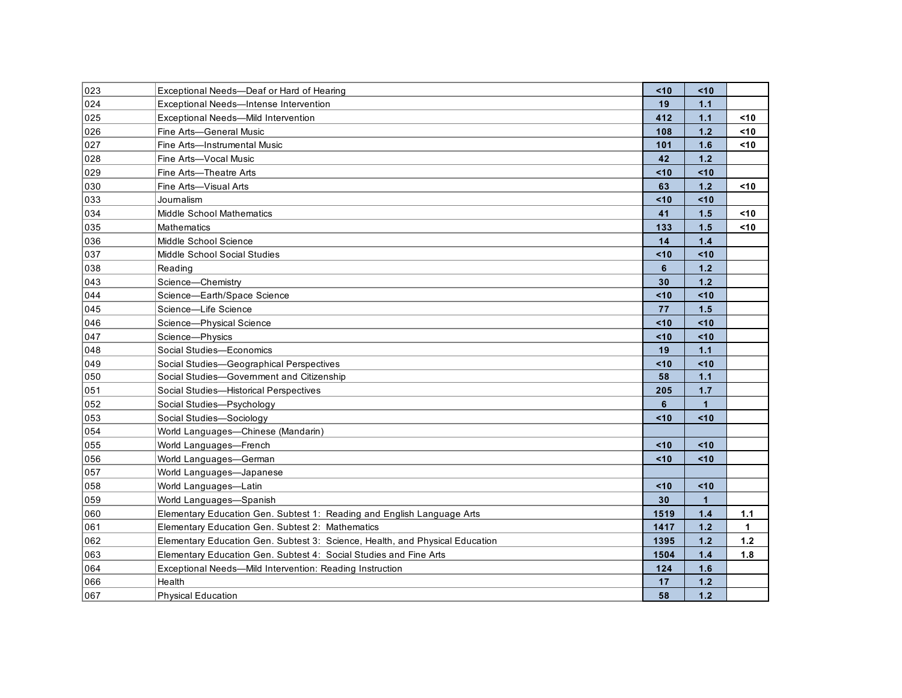| | | | | |
|---|---|---|---|---|
| 023 | Exceptional Needs—Deaf or Hard of Hearing | <10 | <10 | |
| 024 | Exceptional Needs—Intense Intervention | 19 | 1.1 | |
| 025 | Exceptional Needs—Mild Intervention | 412 | 1.1 | <10 |
| 026 | Fine Arts—General Music | 108 | 1.2 | <10 |
| 027 | Fine Arts—Instrumental Music | 101 | 1.6 | <10 |
| 028 | Fine Arts—Vocal Music | 42 | 1.2 | |
| 029 | Fine Arts—Theatre Arts | <10 | <10 | |
| 030 | Fine Arts—Visual Arts | 63 | 1.2 | <10 |
| 033 | Journalism | <10 | <10 | |
| 034 | Middle School Mathematics | 41 | 1.5 | <10 |
| 035 | Mathematics | 133 | 1.5 | <10 |
| 036 | Middle School Science | 14 | 1.4 | |
| 037 | Middle School Social Studies | <10 | <10 | |
| 038 | Reading | 6 | 1.2 | |
| 043 | Science—Chemistry | 30 | 1.2 | |
| 044 | Science—Earth/Space Science | <10 | <10 | |
| 045 | Science—Life Science | 77 | 1.5 | |
| 046 | Science—Physical Science | <10 | <10 | |
| 047 | Science—Physics | <10 | <10 | |
| 048 | Social Studies—Economics | 19 | 1.1 | |
| 049 | Social Studies—Geographical Perspectives | <10 | <10 | |
| 050 | Social Studies—Government and Citizenship | 58 | 1.1 | |
| 051 | Social Studies—Historical Perspectives | 205 | 1.7 | |
| 052 | Social Studies—Psychology | 6 | 1 | |
| 053 | Social Studies—Sociology | <10 | <10 | |
| 054 | World Languages—Chinese (Mandarin) | | | |
| 055 | World Languages—French | <10 | <10 | |
| 056 | World Languages—German | <10 | <10 | |
| 057 | World Languages—Japanese | | | |
| 058 | World Languages—Latin | <10 | <10 | |
| 059 | World Languages—Spanish | 30 | 1 | |
| 060 | Elementary Education Gen. Subtest 1: Reading and English Language Arts | 1519 | 1.4 | 1.1 |
| 061 | Elementary Education Gen. Subtest 2: Mathematics | 1417 | 1.2 | 1 |
| 062 | Elementary Education Gen. Subtest 3: Science, Health, and Physical Education | 1395 | 1.2 | 1.2 |
| 063 | Elementary Education Gen. Subtest 4: Social Studies and Fine Arts | 1504 | 1.4 | 1.8 |
| 064 | Exceptional Needs—Mild Intervention: Reading Instruction | 124 | 1.6 | |
| 066 | Health | 17 | 1.2 | |
| 067 | Physical Education | 58 | 1.2 | |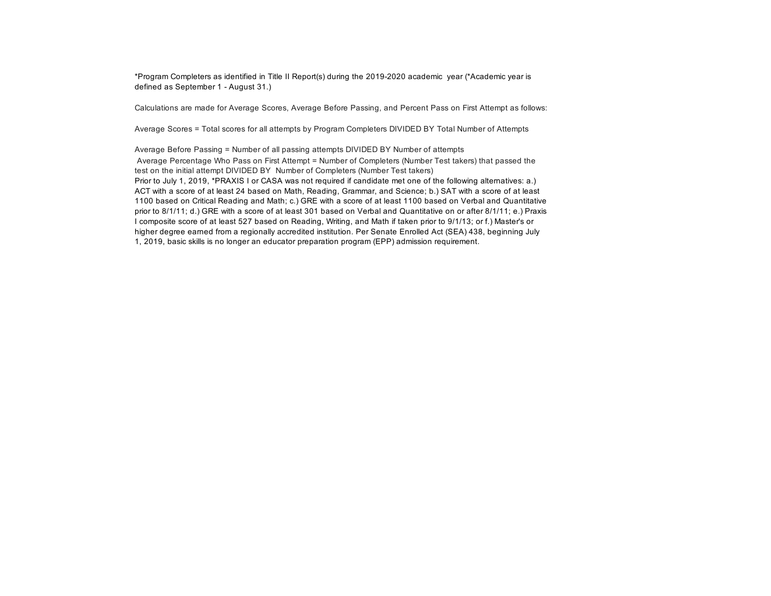*Program Completers as identified in Title II Report(s) during the 2019-2020 academic year (*Academic year is defined as September 1 - August 31.)

Calculations are made for Average Scores, Average Before Passing, and Percent Pass on First Attempt as follows:

Average Scores = Total scores for all attempts by Program Completers DIVIDED BY Total Number of Attempts

Average Before Passing = Number of all passing attempts DIVIDED BY Number of attempts

Average Percentage Who Pass on First Attempt = Number of Completers (Number Test takers) that passed the test on the initial attempt DIVIDED BY Number of Completers (Number Test takers)

Prior to July 1, 2019, *PRAXIS I or CASA was not required if candidate met one of the following alternatives: a.) ACT with a score of at least 24 based on Math, Reading, Grammar, and Science; b.) SAT with a score of at least 1100 based on Critical Reading and Math; c.) GRE with a score of at least 1100 based on Verbal and Quantitative prior to 8/1/11; d.) GRE with a score of at least 301 based on Verbal and Quantitative on or after 8/1/11; e.) Praxis I composite score of at least 527 based on Reading, Writing, and Math if taken prior to 9/1/13; or f.) Master's or higher degree earned from a regionally accredited institution. Per Senate Enrolled Act (SEA) 438, beginning July 1, 2019, basic skills is no longer an educator preparation program (EPP) admission requirement.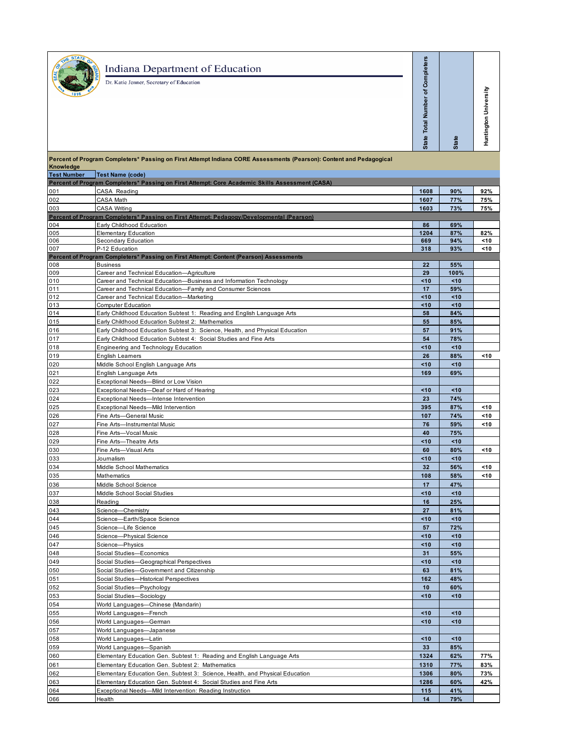# Indiana Department of Education

Dr. Katie Jenner, Secretary of Education

**Percent of Program Completers* Passing on First Attempt Indiana CORE Assessments (Pearson): Content and Pedagogical Knowledge**

| Test Number | Test Name (code) | State Total Number of Completers | State | Huntington University |
|---|---|---|---|---|
| **Percent of Program Completers* Passing on First Attempt: Core Academic Skills Assessment (CASA)** | | | | |
| 001 | CASA Reading | 1608 | 90% | 92% |
| 002 | CASA Math | 1607 | 77% | 75% |
| 003 | CASA Writing | 1603 | 73% | 75% |
| **Percent of Program Completers* Passing on First Attempt: Pedagogy/Developmental (Pearson)** | | | | |
| 004 | Early Childhood Education | 86 | 69% | |
| 005 | Elementary Education | 1204 | 87% | 82% |
| 006 | Secondary Education | 669 | 94% | <10 |
| 007 | P-12 Education | 318 | 93% | <10 |
| **Percent of Program Completers* Passing on First Attempt: Content (Pearson) Assessments** | | | | |
| 008 | Business | 22 | 55% | |
| 009 | Career and Technical Education—Agriculture | 29 | 100% | |
| 010 | Career and Technical Education—Business and Information Technology | <10 | <10 | |
| 011 | Career and Technical Education—Family and Consumer Sciences | 17 | 59% | |
| 012 | Career and Technical Education—Marketing | <10 | <10 | |
| 013 | Computer Education | <10 | <10 | |
| 014 | Early Childhood Education Subtest 1: Reading and English Language Arts | 58 | 84% | |
| 015 | Early Childhood Education Subtest 2: Mathematics | 55 | 85% | |
| 016 | Early Childhood Education Subtest 3: Science, Health, and Physical Education | 57 | 91% | |
| 017 | Early Childhood Education Subtest 4: Social Studies and Fine Arts | 54 | 78% | |
| 018 | Engineering and Technology Education | <10 | <10 | |
| 019 | English Learners | 26 | 88% | <10 |
| 020 | Middle School English Language Arts | <10 | <10 | |
| 021 | English Language Arts | 169 | 69% | |
| 022 | Exceptional Needs—Blind or Low Vision | | | |
| 023 | Exceptional Needs—Deaf or Hard of Hearing | <10 | <10 | |
| 024 | Exceptional Needs—Intense Intervention | 23 | 74% | |
| 025 | Exceptional Needs—Mild Intervention | 395 | 87% | <10 |
| 026 | Fine Arts—General Music | 107 | 74% | <10 |
| 027 | Fine Arts—Instrumental Music | 76 | 59% | <10 |
| 028 | Fine Arts—Vocal Music | 40 | 75% | |
| 029 | Fine Arts—Theatre Arts | <10 | <10 | |
| 030 | Fine Arts—Visual Arts | 60 | 80% | <10 |
| 033 | Journalism | <10 | <10 | |
| 034 | Middle School Mathematics | 32 | 56% | <10 |
| 035 | Mathematics | 108 | 58% | <10 |
| 036 | Middle School Science | 17 | 47% | |
| 037 | Middle School Social Studies | <10 | <10 | |
| 038 | Reading | 16 | 25% | |
| 043 | Science—Chemistry | 27 | 81% | |
| 044 | Science—Earth/Space Science | <10 | <10 | |
| 045 | Science—Life Science | 57 | 72% | |
| 046 | Science—Physical Science | <10 | <10 | |
| 047 | Science—Physics | <10 | <10 | |
| 048 | Social Studies—Economics | 31 | 55% | |
| 049 | Social Studies—Geographical Perspectives | <10 | <10 | |
| 050 | Social Studies—Government and Citizenship | 63 | 81% | |
| 051 | Social Studies—Historical Perspectives | 162 | 48% | |
| 052 | Social Studies—Psychology | 10 | 60% | |
| 053 | Social Studies—Sociology | <10 | <10 | |
| 054 | World Languages—Chinese (Mandarin) | | | |
| 055 | World Languages—French | <10 | <10 | |
| 056 | World Languages—German | <10 | <10 | |
| 057 | World Languages—Japanese | | | |
| 058 | World Languages—Latin | <10 | <10 | |
| 059 | World Languages—Spanish | 33 | 85% | |
| 060 | Elementary Education Gen. Subtest 1: Reading and English Language Arts | 1324 | 62% | 77% |
| 061 | Elementary Education Gen. Subtest 2: Mathematics | 1310 | 77% | 83% |
| 062 | Elementary Education Gen. Subtest 3: Science, Health, and Physical Education | 1306 | 80% | 73% |
| 063 | Elementary Education Gen. Subtest 4: Social Studies and Fine Arts | 1286 | 60% | 42% |
| 064 | Exceptional Needs—Mild Intervention: Reading Instruction | 115 | 41% | |
| 066 | Health | 14 | 79% | |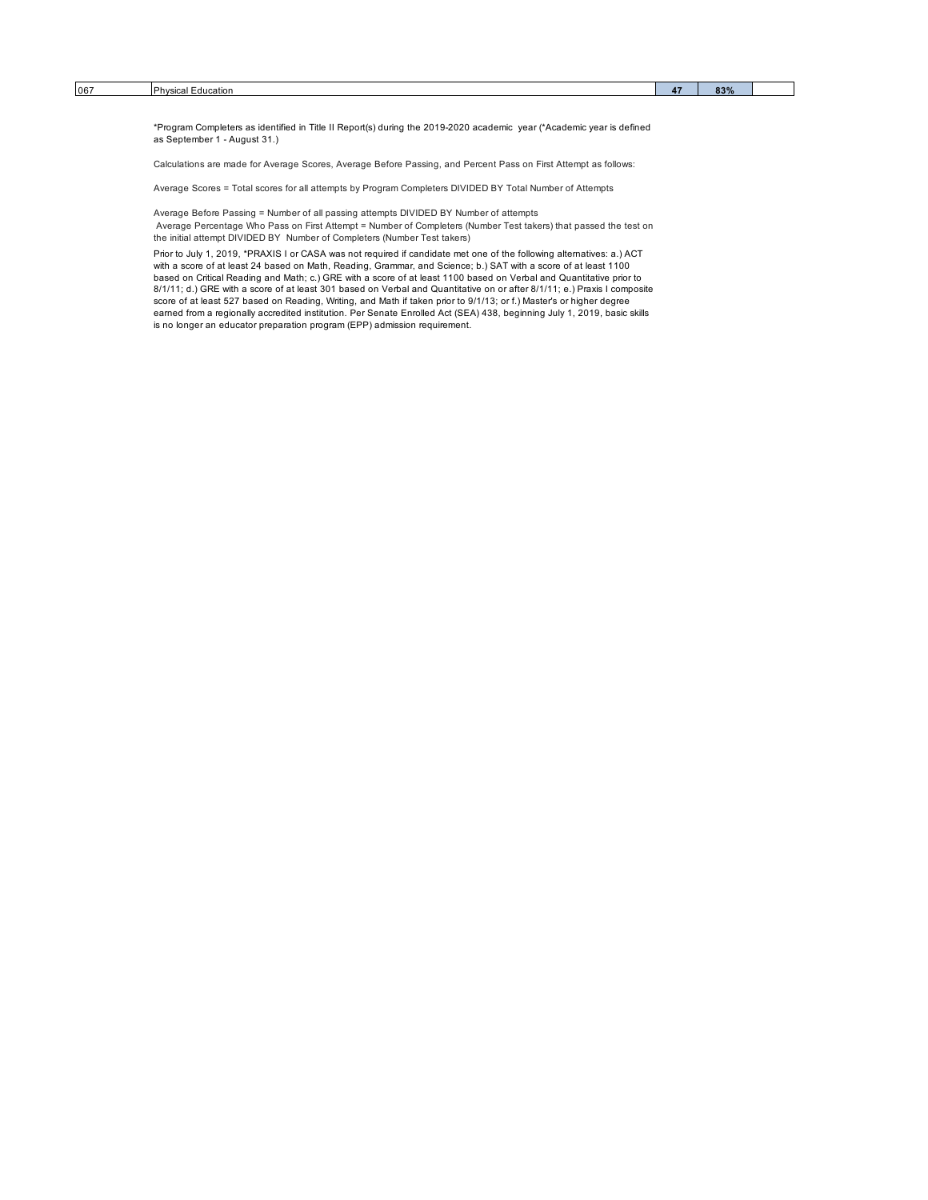| | | | | |
|---|---|---|---|---|
| 067 | Physical Education | 47 | 83% | |

*Program Completers as identified in Title II Report(s) during the 2019-2020 academic year (*Academic year is defined as September 1 - August 31.)

Calculations are made for Average Scores, Average Before Passing, and Percent Pass on First Attempt as follows:

Average Scores = Total scores for all attempts by Program Completers DIVIDED BY Total Number of Attempts

Average Before Passing = Number of all passing attempts DIVIDED BY Number of attempts
Average Percentage Who Pass on First Attempt = Number of Completers (Number Test takers) that passed the test on the initial attempt DIVIDED BY Number of Completers (Number Test takers)

Prior to July 1, 2019, *PRAXIS I or CASA was not required if candidate met one of the following alternatives: a.) ACT with a score of at least 24 based on Math, Reading, Grammar, and Science; b.) SAT with a score of at least 1100 based on Critical Reading and Math; c.) GRE with a score of at least 1100 based on Verbal and Quantitative prior to 8/1/11; d.) GRE with a score of at least 301 based on Verbal and Quantitative on or after 8/1/11; e.) Praxis I composite score of at least 527 based on Reading, Writing, and Math if taken prior to 9/1/13; or f.) Master's or higher degree earned from a regionally accredited institution. Per Senate Enrolled Act (SEA) 438, beginning July 1, 2019, basic skills is no longer an educator preparation program (EPP) admission requirement.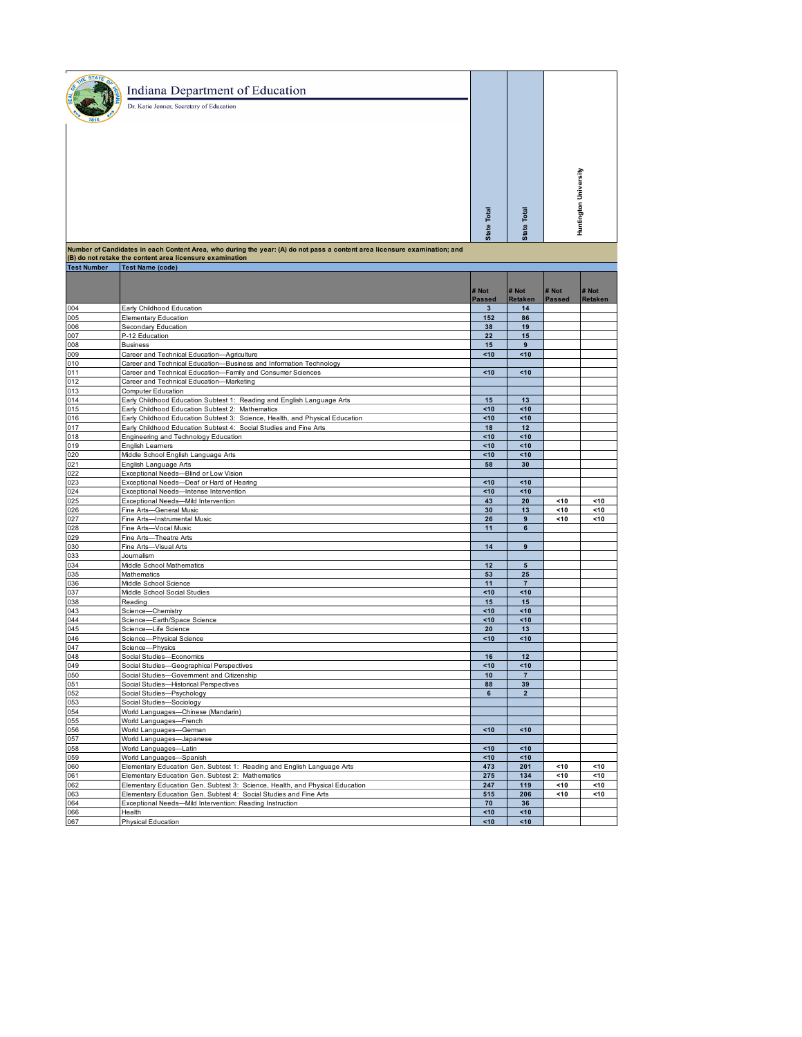# Indiana Department of Education

Dr. Katie Jenner, Secretary of Education

**Number of Candidates in each Content Area, who during the year: (A) do not pass a content area licensure examination; and (B) do not retake the content area licensure examination**

| Test Number | Test Name (code) | State Total | State Total | Huntington University | |
|---|---|---|---|---|---|
| | | # Not Passed | # Not Retaken | # Not Passed | # Not Retaken |
| 004 | Early Childhood Education | 3 | 14 | | |
| 005 | Elementary Education | 152 | 86 | | |
| 006 | Secondary Education | 38 | 19 | | |
| 007 | P-12 Education | 22 | 15 | | |
| 008 | Business | 15 | 9 | | |
| 009 | Career and Technical Education—Agriculture | <10 | <10 | | |
| 010 | Career and Technical Education—Business and Information Technology | | | | |
| 011 | Career and Technical Education—Family and Consumer Sciences | <10 | <10 | | |
| 012 | Career and Technical Education—Marketing | | | | |
| 013 | Computer Education | | | | |
| 014 | Early Childhood Education Subtest 1: Reading and English Language Arts | 15 | 13 | | |
| 015 | Early Childhood Education Subtest 2: Mathematics | <10 | <10 | | |
| 016 | Early Childhood Education Subtest 3: Science, Health, and Physical Education | <10 | <10 | | |
| 017 | Early Childhood Education Subtest 4: Social Studies and Fine Arts | 18 | 12 | | |
| 018 | Engineering and Technology Education | <10 | <10 | | |
| 019 | English Learners | <10 | <10 | | |
| 020 | Middle School English Language Arts | <10 | <10 | | |
| 021 | English Language Arts | 58 | 30 | | |
| 022 | Exceptional Needs—Blind or Low Vision | | | | |
| 023 | Exceptional Needs—Deaf or Hard of Hearing | <10 | <10 | | |
| 024 | Exceptional Needs—Intense Intervention | <10 | <10 | | |
| 025 | Exceptional Needs—Mild Intervention | 43 | 20 | <10 | <10 |
| 026 | Fine Arts—General Music | 30 | 13 | <10 | <10 |
| 027 | Fine Arts—Instrumental Music | 26 | 9 | <10 | <10 |
| 028 | Fine Arts—Vocal Music | 11 | 6 | | |
| 029 | Fine Arts—Theatre Arts | | | | |
| 030 | Fine Arts—Visual Arts | 14 | 9 | | |
| 033 | Journalism | | | | |
| 034 | Middle School Mathematics | 12 | 5 | | |
| 035 | Mathematics | 53 | 25 | | |
| 036 | Middle School Science | 11 | 7 | | |
| 037 | Middle School Social Studies | <10 | <10 | | |
| 038 | Reading | 15 | 15 | | |
| 043 | Science—Chemistry | <10 | <10 | | |
| 044 | Science—Earth/Space Science | <10 | <10 | | |
| 045 | Science—Life Science | 20 | 13 | | |
| 046 | Science—Physical Science | <10 | <10 | | |
| 047 | Science—Physics | | | | |
| 048 | Social Studies—Economics | 16 | 12 | | |
| 049 | Social Studies—Geographical Perspectives | <10 | <10 | | |
| 050 | Social Studies—Government and Citizenship | 10 | 7 | | |
| 051 | Social Studies—Historical Perspectives | 88 | 39 | | |
| 052 | Social Studies—Psychology | 6 | 2 | | |
| 053 | Social Studies—Sociology | | | | |
| 054 | World Languages—Chinese (Mandarin) | | | | |
| 055 | World Languages—French | | | | |
| 056 | World Languages—German | <10 | <10 | | |
| 057 | World Languages—Japanese | | | | |
| 058 | World Languages—Latin | <10 | <10 | | |
| 059 | World Languages—Spanish | <10 | <10 | | |
| 060 | Elementary Education Gen. Subtest 1: Reading and English Language Arts | 473 | 201 | <10 | <10 |
| 061 | Elementary Education Gen. Subtest 2: Mathematics | 275 | 134 | <10 | <10 |
| 062 | Elementary Education Gen. Subtest 3: Science, Health, and Physical Education | 247 | 119 | <10 | <10 |
| 063 | Elementary Education Gen. Subtest 4: Social Studies and Fine Arts | 515 | 206 | <10 | <10 |
| 064 | Exceptional Needs—Mild Intervention: Reading Instruction | 70 | 36 | | |
| 066 | Health | <10 | <10 | | |
| 067 | Physical Education | <10 | <10 | | |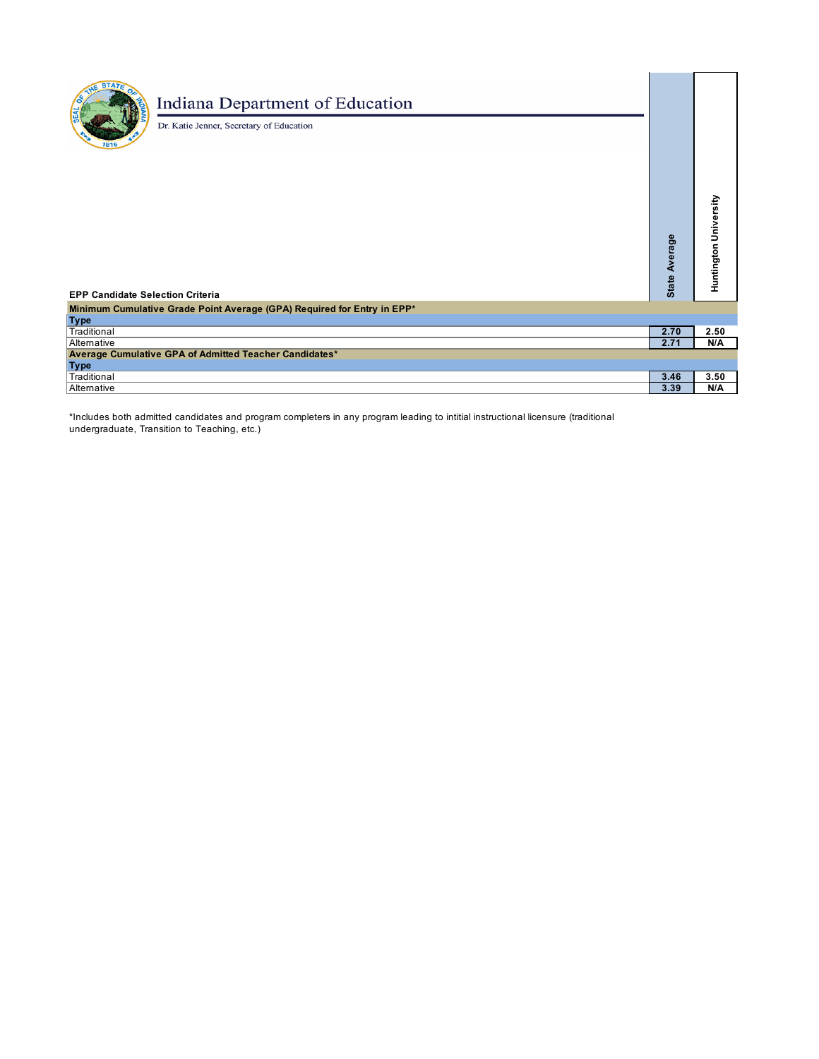# Indiana Department of Education

Dr. Katie Jenner, Secretary of Education

| EPP Candidate Selection Criteria | State Average | Huntington University |
|---|---|---|
| **Minimum Cumulative Grade Point Average (GPA) Required for Entry in EPP*** | | |
| **Type** | | |
| Traditional | 2.70 | 2.50 |
| Alternative | 2.71 | N/A |
| **Average Cumulative GPA of Admitted Teacher Candidates*** | | |
| **Type** | | |
| Traditional | 3.46 | 3.50 |
| Alternative | 3.39 | N/A |

*Includes both admitted candidates and program completers in any program leading to intitial instructional licensure (traditional undergraduate, Transition to Teaching, etc.)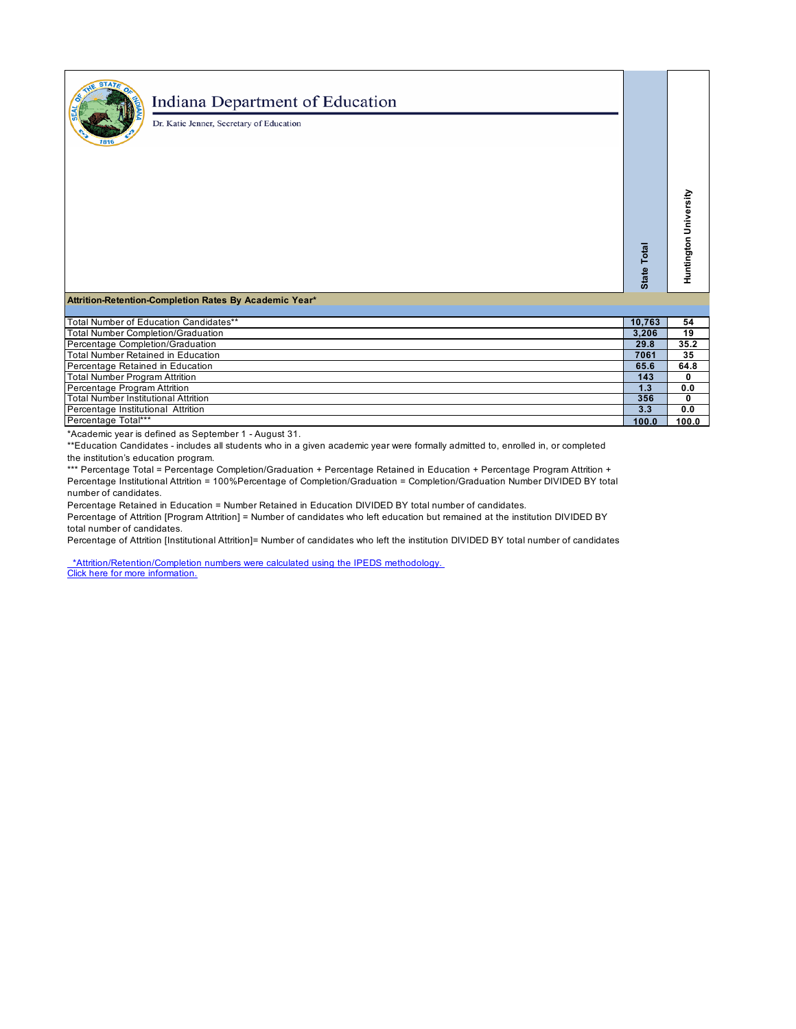# Indiana Department of Education

Dr. Katie Jenner, Secretary of Education

| Attrition-Retention-Completion Rates By Academic Year* | State Total | Huntington University |
|---|---|---|
| Total Number of Education Candidates** | 10,763 | 54 |
| Total Number Completion/Graduation | 3,206 | 19 |
| Percentage Completion/Graduation | 29.8 | 35.2 |
| Total Number Retained in Education | 7061 | 35 |
| Percentage Retained in Education | 65.6 | 64.8 |
| Total Number Program Attrition | 143 | 0 |
| Percentage Program Attrition | 1.3 | 0.0 |
| Total Number Institutional Attrition | 356 | 0 |
| Percentage Institutional Attrition | 3.3 | 0.0 |
| Percentage Total*** | 100.0 | 100.0 |

*Academic year is defined as September 1 - August 31.

**Education Candidates - includes all students who in a given academic year were formally admitted to, enrolled in, or completed the institution's education program.

*** Percentage Total = Percentage Completion/Graduation + Percentage Retained in Education + Percentage Program Attrition + Percentage Institutional Attrition = 100%Percentage of Completion/Graduation = Completion/Graduation Number DIVIDED BY total number of candidates.

Percentage Retained in Education = Number Retained in Education DIVIDED BY total number of candidates.

Percentage of Attrition [Program Attrition] = Number of candidates who left education but remained at the institution DIVIDED BY total number of candidates.

Percentage of Attrition [Institutional Attrition]= Number of candidates who left the institution DIVIDED BY total number of candidates

*Attrition/Retention/Completion numbers were calculated using the IPEDS methodology.

Click here for more information.